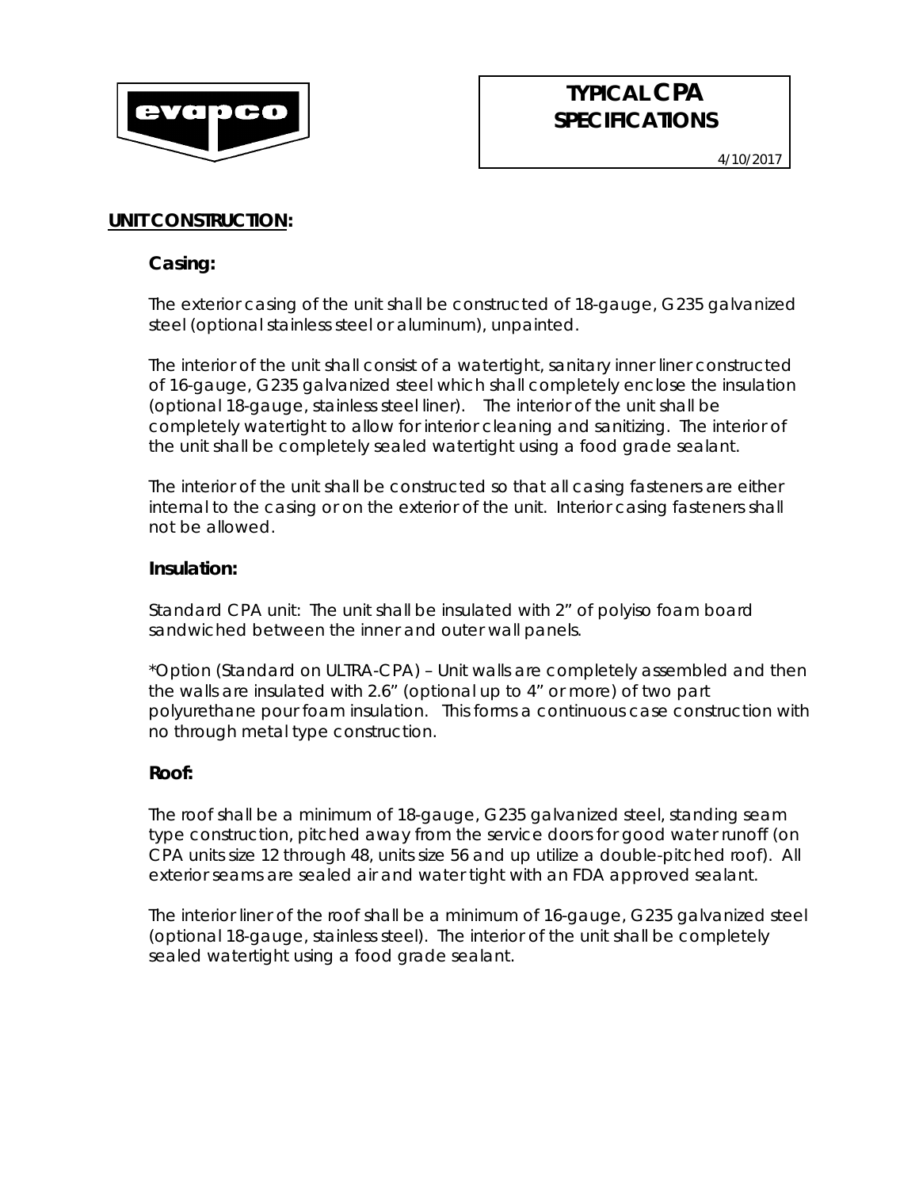# TYPICAL CPA SPECIFICATIONS

4/10/2017

## UNIT CONSTRUCTION:

### Casing:

The exterior casing of the unit shall be constructed of 18-gauge, G235 galvanized steel (optional stainless steel or aluminum), unpainted.

The interior of the unit shall consist of a watertight, sanitary inner liner constructed of 16-gauge, G235 galvanized steel which shall completely enclose the insulation (optional 18-gauge, stainless steel liner). The interior of the unit shall be completely watertight to allow for interior cleaning and sanitizing. The interior of the unit shall be completely sealed watertight using a food grade sealant.

The interior of the unit shall be constructed so that all casing fasteners are either internal to the casing or on the exterior of the unit. Interior casing fasteners shall not be allowed.

### Insulation:

Standard CPA unit: The unit shall be insulated with 2" of polyiso foam board sandwiched between the inner and outer wall panels.

*Option (Standard on ULTRA-CPA) – Unit walls are completely assembled and then the walls are insulated with 2.6" (optional up to 4" or more) of two part polyurethane pour foam insulation. This forms a continuous case construction with no through metal type construction.

### Roof:

The roof shall be a minimum of 18-gauge, G235 galvanized steel, standing seam type construction, pitched away from the service doors for good water runoff (on CPA units size 12 through 48, units size 56 and up utilize a double-pitched roof). All exterior seams are sealed air and water tight with an FDA approved sealant.

The interior liner of the roof shall be a minimum of 16-gauge, G235 galvanized steel (optional 18-gauge, stainless steel). The interior of the unit shall be completely sealed watertight using a food grade sealant.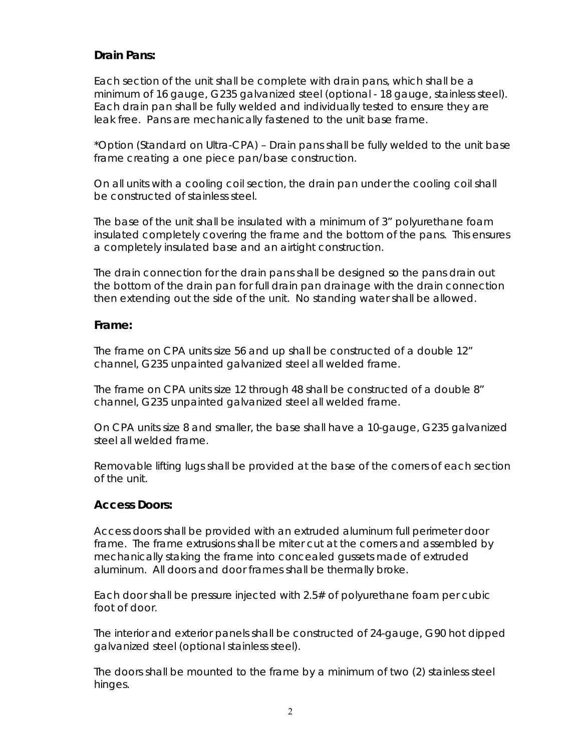## Drain Pans:

Each section of the unit shall be complete with drain pans, which shall be a minimum of 16 gauge, G235 galvanized steel (optional - 18 gauge, stainless steel). Each drain pan shall be fully welded and individually tested to ensure they are leak free. Pans are mechanically fastened to the unit base frame.

*Option (Standard on Ultra-CPA) – Drain pans shall be fully welded to the unit base frame creating a one piece pan/base construction.

On all units with a cooling coil section, the drain pan under the cooling coil shall be constructed of stainless steel.

The base of the unit shall be insulated with a minimum of 3" polyurethane foam insulated completely covering the frame and the bottom of the pans. This ensures a completely insulated base and an airtight construction.

The drain connection for the drain pans shall be designed so the pans drain out the bottom of the drain pan for full drain pan drainage with the drain connection then extending out the side of the unit. No standing water shall be allowed.

## Frame:

The frame on CPA units size 56 and up shall be constructed of a double 12" channel, G235 unpainted galvanized steel all welded frame.

The frame on CPA units size 12 through 48 shall be constructed of a double 8" channel, G235 unpainted galvanized steel all welded frame.

On CPA units size 8 and smaller, the base shall have a 10-gauge, G235 galvanized steel all welded frame.

Removable lifting lugs shall be provided at the base of the corners of each section of the unit.

## Access Doors:

Access doors shall be provided with an extruded aluminum full perimeter door frame. The frame extrusions shall be miter cut at the corners and assembled by mechanically staking the frame into concealed gussets made of extruded aluminum. All doors and door frames shall be thermally broke.

Each door shall be pressure injected with 2.5# of polyurethane foam per cubic foot of door.

The interior and exterior panels shall be constructed of 24-gauge, G90 hot dipped galvanized steel (optional stainless steel).

The doors shall be mounted to the frame by a minimum of two (2) stainless steel hinges.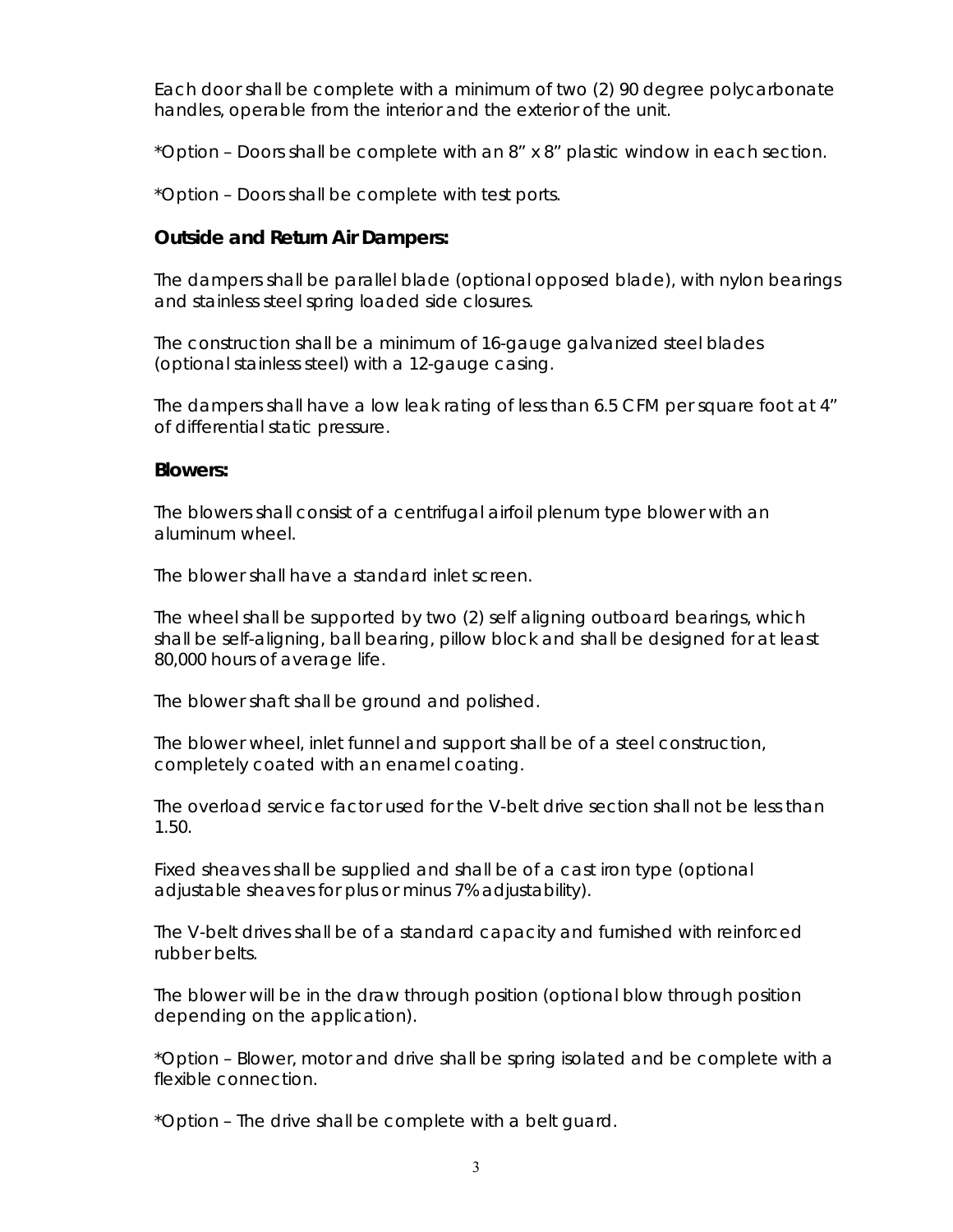Each door shall be complete with a minimum of two (2) 90 degree polycarbonate handles, operable from the interior and the exterior of the unit.

*Option – Doors shall be complete with an 8" x 8" plastic window in each section.

*Option – Doors shall be complete with test ports.

### Outside and Return Air Dampers:

The dampers shall be parallel blade (optional opposed blade), with nylon bearings and stainless steel spring loaded side closures.

The construction shall be a minimum of 16-gauge galvanized steel blades (optional stainless steel) with a 12-gauge casing.

The dampers shall have a low leak rating of less than 6.5 CFM per square foot at 4" of differential static pressure.

### Blowers:

The blowers shall consist of a centrifugal airfoil plenum type blower with an aluminum wheel.

The blower shall have a standard inlet screen.

The wheel shall be supported by two (2) self aligning outboard bearings, which shall be self-aligning, ball bearing, pillow block and shall be designed for at least 80,000 hours of average life.

The blower shaft shall be ground and polished.

The blower wheel, inlet funnel and support shall be of a steel construction, completely coated with an enamel coating.

The overload service factor used for the V-belt drive section shall not be less than 1.50.

Fixed sheaves shall be supplied and shall be of a cast iron type (optional adjustable sheaves for plus or minus 7% adjustability).

The V-belt drives shall be of a standard capacity and furnished with reinforced rubber belts.

The blower will be in the draw through position (optional blow through position depending on the application).

*Option – Blower, motor and drive shall be spring isolated and be complete with a flexible connection.

*Option – The drive shall be complete with a belt guard.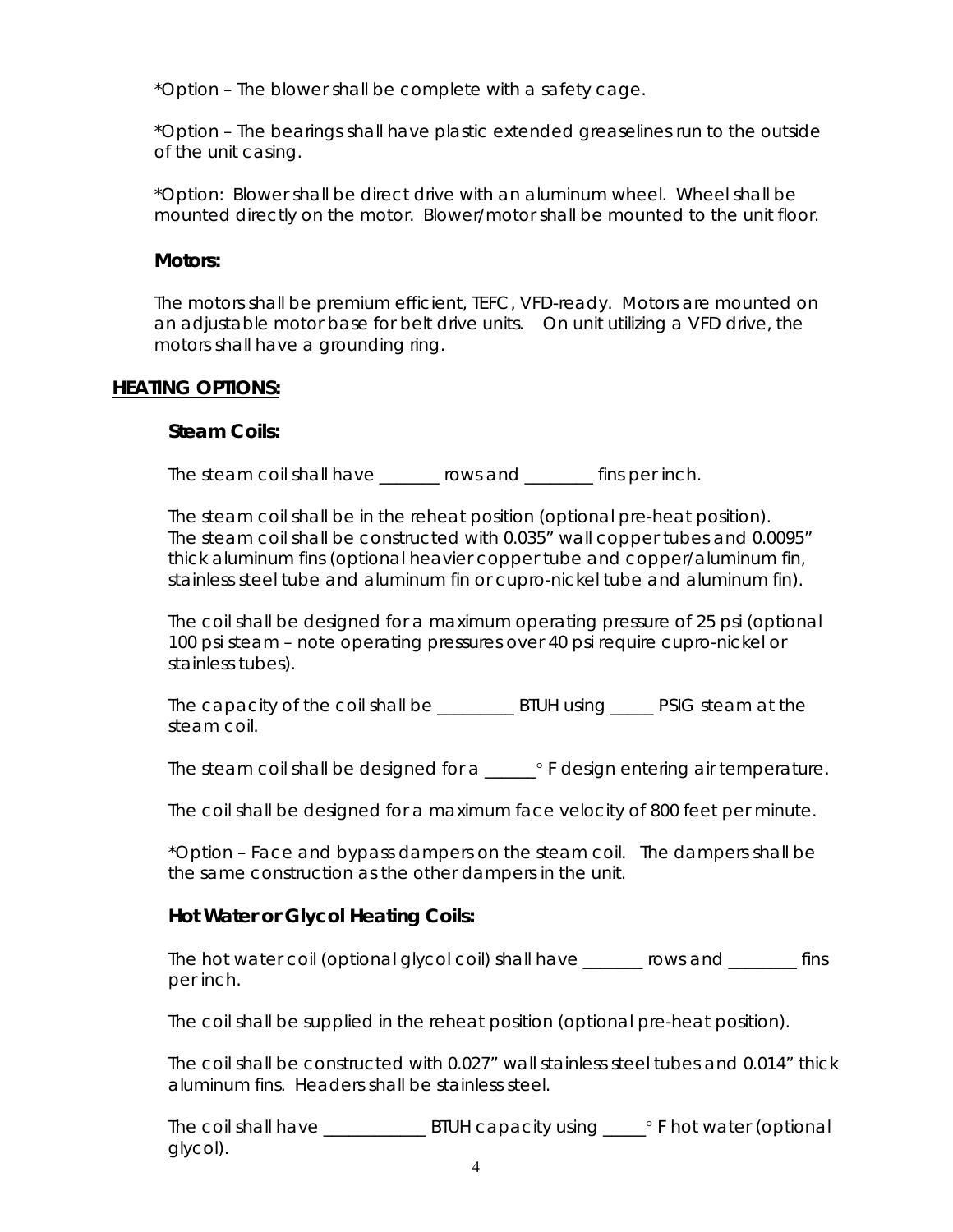*Option – The blower shall be complete with a safety cage.

*Option – The bearings shall have plastic extended greaselines run to the outside of the unit casing.

*Option: Blower shall be direct drive with an aluminum wheel. Wheel shall be mounted directly on the motor. Blower/motor shall be mounted to the unit floor.

### Motors:

The motors shall be premium efficient, TEFC, VFD-ready. Motors are mounted on an adjustable motor base for belt drive units. On unit utilizing a VFD drive, the motors shall have a grounding ring.

## HEATING OPTIONS:

### Steam Coils:

The steam coil shall have _______ rows and ________ fins per inch.

The steam coil shall be in the reheat position (optional pre-heat position). The steam coil shall be constructed with 0.035" wall copper tubes and 0.0095" thick aluminum fins (optional heavier copper tube and copper/aluminum fin, stainless steel tube and aluminum fin or cupro-nickel tube and aluminum fin).

The coil shall be designed for a maximum operating pressure of 25 psi (optional 100 psi steam – note operating pressures over 40 psi require cupro-nickel or stainless tubes).

The capacity of the coil shall be _________ BTUH using _____ PSIG steam at the steam coil.

The steam coil shall be designed for a ______° F design entering air temperature.

The coil shall be designed for a maximum face velocity of 800 feet per minute.

*Option – Face and bypass dampers on the steam coil. The dampers shall be the same construction as the other dampers in the unit.

### Hot Water or Glycol Heating Coils:

The hot water coil (optional glycol coil) shall have _______ rows and ________ fins per inch.

The coil shall be supplied in the reheat position (optional pre-heat position).

The coil shall be constructed with 0.027" wall stainless steel tubes and 0.014" thick aluminum fins. Headers shall be stainless steel.

The coil shall have ____________ BTUH capacity using _____° F hot water (optional glycol).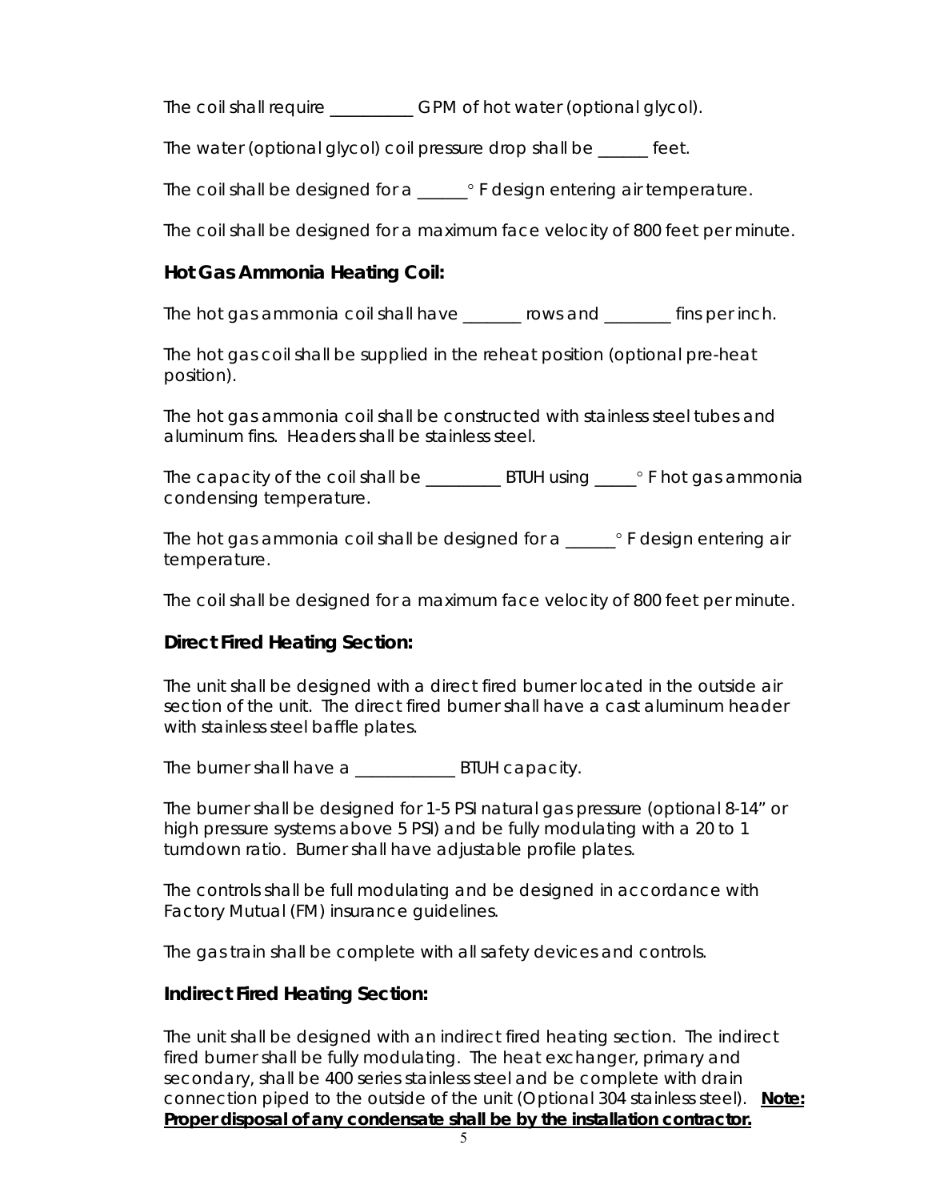The coil shall require __________ GPM of hot water (optional glycol).

The water (optional glycol) coil pressure drop shall be ______ feet.

The coil shall be designed for a ______° F design entering air temperature.

The coil shall be designed for a maximum face velocity of 800 feet per minute.

### Hot Gas Ammonia Heating Coil:

The hot gas ammonia coil shall have _______ rows and ________ fins per inch.

The hot gas coil shall be supplied in the reheat position (optional pre-heat position).

The hot gas ammonia coil shall be constructed with stainless steel tubes and aluminum fins. Headers shall be stainless steel.

The capacity of the coil shall be _________ BTUH using _____° F hot gas ammonia condensing temperature.

The hot gas ammonia coil shall be designed for a ______° F design entering air temperature.

The coil shall be designed for a maximum face velocity of 800 feet per minute.

### Direct Fired Heating Section:

The unit shall be designed with a direct fired burner located in the outside air section of the unit. The direct fired burner shall have a cast aluminum header with stainless steel baffle plates.

The burner shall have a ____________ BTUH capacity.

The burner shall be designed for 1-5 PSI natural gas pressure (optional 8-14" or high pressure systems above 5 PSI) and be fully modulating with a 20 to 1 turndown ratio. Burner shall have adjustable profile plates.

The controls shall be full modulating and be designed in accordance with Factory Mutual (FM) insurance guidelines.

The gas train shall be complete with all safety devices and controls.

### Indirect Fired Heating Section:

The unit shall be designed with an indirect fired heating section. The indirect fired burner shall be fully modulating. The heat exchanger, primary and secondary, shall be 400 series stainless steel and be complete with drain connection piped to the outside of the unit (Optional 304 stainless steel). **Note: Proper disposal of any condensate shall be by the installation contractor.**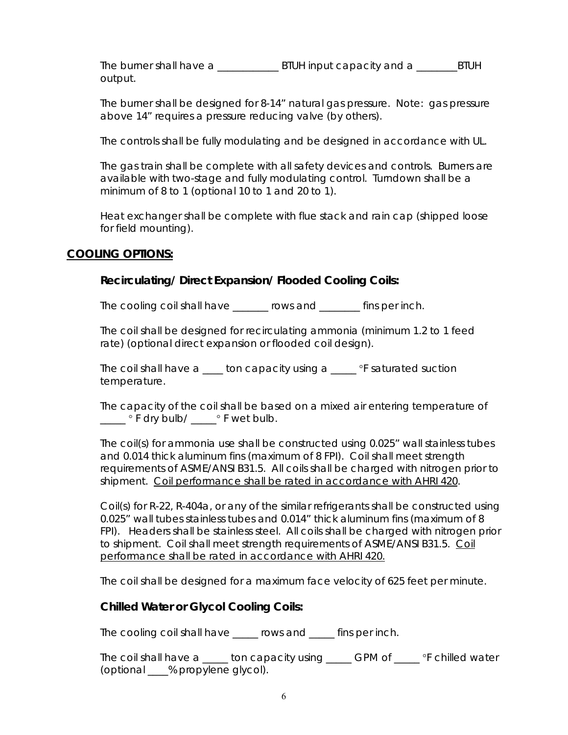The burner shall have a ____________ BTUH input capacity and a ________BTUH output.

The burner shall be designed for 8-14" natural gas pressure. Note: gas pressure above 14" requires a pressure reducing valve (by others).

The controls shall be fully modulating and be designed in accordance with UL.

The gas train shall be complete with all safety devices and controls. Burners are available with two-stage and fully modulating control. Turndown shall be a minimum of 8 to 1 (optional 10 to 1 and 20 to 1).

Heat exchanger shall be complete with flue stack and rain cap (shipped loose for field mounting).

## COOLING OPTIONS:

### Recirculating/ Direct Expansion/ Flooded Cooling Coils:

The cooling coil shall have _______ rows and ________ fins per inch.

The coil shall be designed for recirculating ammonia (minimum 1.2 to 1 feed rate) (optional direct expansion or flooded coil design).

The coil shall have a ____ ton capacity using a _____ °F saturated suction temperature.

The capacity of the coil shall be based on a mixed air entering temperature of _____ ° F dry bulb/ _____° F wet bulb.

The coil(s) for ammonia use shall be constructed using 0.025" wall stainless tubes and 0.014 thick aluminum fins (maximum of 8 FPI). Coil shall meet strength requirements of ASME/ANSI B31.5. All coils shall be charged with nitrogen prior to shipment. <u>Coil performance shall be rated in accordance with AHRI 420</u>.

Coil(s) for R-22, R-404a, or any of the similar refrigerants shall be constructed using 0.025" wall tubes stainless tubes and 0.014" thick aluminum fins (maximum of 8 FPI). Headers shall be stainless steel. All coils shall be charged with nitrogen prior to shipment. Coil shall meet strength requirements of ASME/ANSI B31.5. <u>Coil performance shall be rated in accordance with AHRI 420.</u>

The coil shall be designed for a maximum face velocity of 625 feet per minute.

### Chilled Water or Glycol Cooling Coils:

The cooling coil shall have _____ rows and _____ fins per inch.

The coil shall have a _____ ton capacity using _____ GPM of _____ °F chilled water (optional ____% propylene glycol).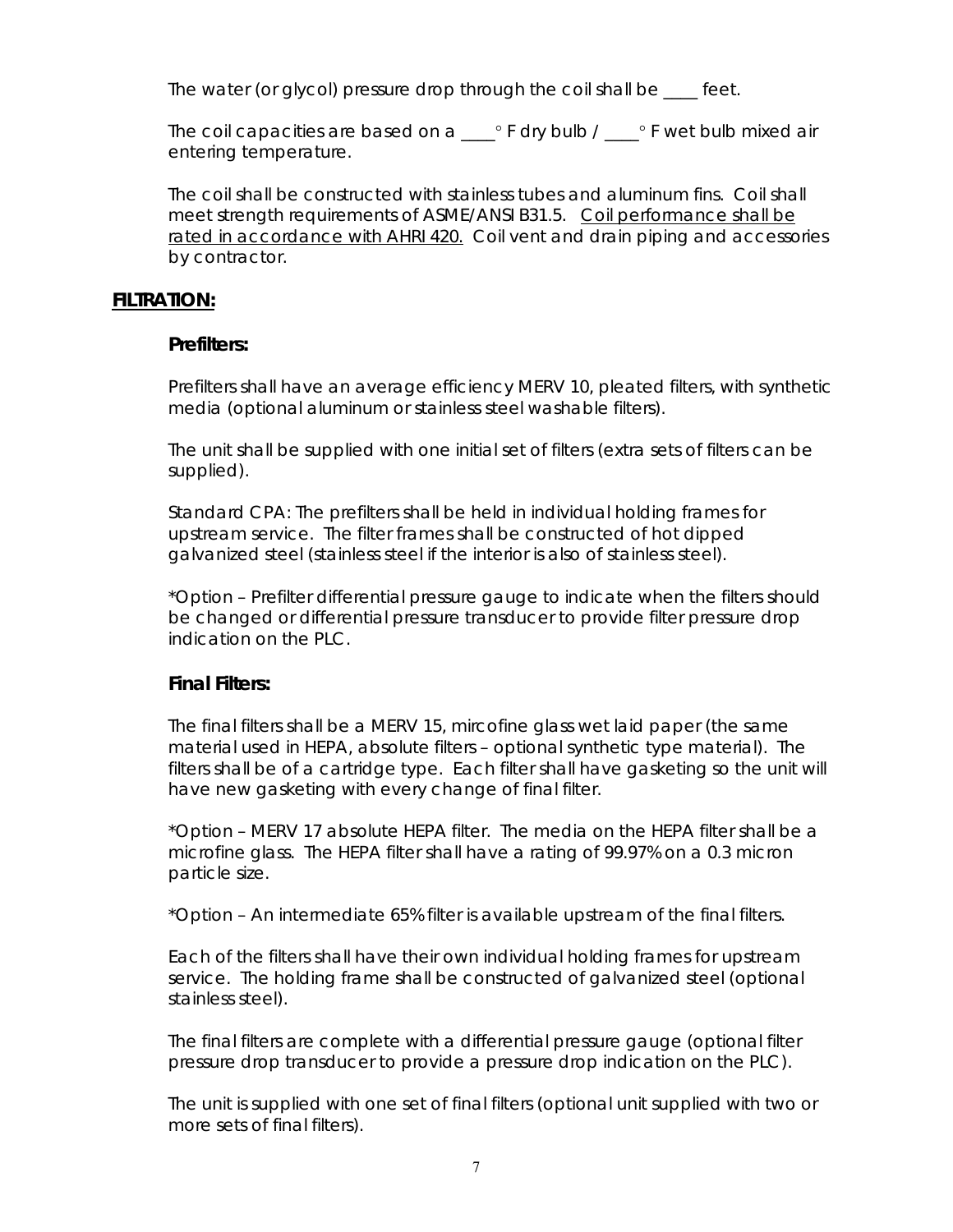The water (or glycol) pressure drop through the coil shall be ____ feet.

The coil capacities are based on a ____° F dry bulb / ____° F wet bulb mixed air entering temperature.

The coil shall be constructed with stainless tubes and aluminum fins. Coil shall meet strength requirements of ASME/ANSI B31.5. Coil performance shall be rated in accordance with AHRI 420. Coil vent and drain piping and accessories by contractor.

## FILTRATION:

### Prefilters:

Prefilters shall have an average efficiency MERV 10, pleated filters, with synthetic media (optional aluminum or stainless steel washable filters).

The unit shall be supplied with one initial set of filters (extra sets of filters can be supplied).

Standard CPA: The prefilters shall be held in individual holding frames for upstream service. The filter frames shall be constructed of hot dipped galvanized steel (stainless steel if the interior is also of stainless steel).

*Option – Prefilter differential pressure gauge to indicate when the filters should be changed or differential pressure transducer to provide filter pressure drop indication on the PLC.

### Final Filters:

The final filters shall be a MERV 15, mircofine glass wet laid paper (the same material used in HEPA, absolute filters – optional synthetic type material). The filters shall be of a cartridge type. Each filter shall have gasketing so the unit will have new gasketing with every change of final filter.

*Option – MERV 17 absolute HEPA filter. The media on the HEPA filter shall be a microfine glass. The HEPA filter shall have a rating of 99.97% on a 0.3 micron particle size.

*Option – An intermediate 65% filter is available upstream of the final filters.

Each of the filters shall have their own individual holding frames for upstream service. The holding frame shall be constructed of galvanized steel (optional stainless steel).

The final filters are complete with a differential pressure gauge (optional filter pressure drop transducer to provide a pressure drop indication on the PLC).

The unit is supplied with one set of final filters (optional unit supplied with two or more sets of final filters).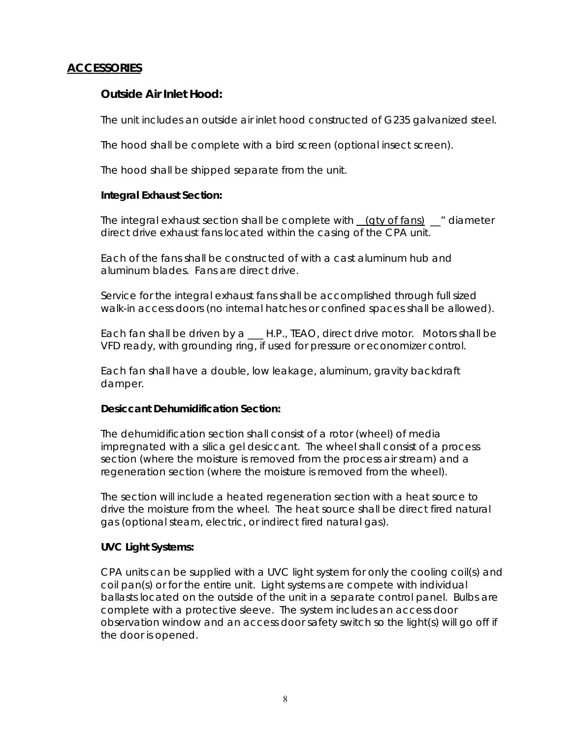## **ACCESSORIES**

### Outside Air Inlet Hood:

The unit includes an outside air inlet hood constructed of G235 galvanized steel.

The hood shall be complete with a bird screen (optional insect screen).

The hood shall be shipped separate from the unit.

#### Integral Exhaust Section:

The integral exhaust section shall be complete with __(qty of fans)__ __" diameter direct drive exhaust fans located within the casing of the CPA unit.

Each of the fans shall be constructed of with a cast aluminum hub and aluminum blades. Fans are direct drive.

Service for the integral exhaust fans shall be accomplished through full sized walk-in access doors (no internal hatches or confined spaces shall be allowed).

Each fan shall be driven by a ___ H.P., TEAO, direct drive motor. Motors shall be VFD ready, with grounding ring, if used for pressure or economizer control.

Each fan shall have a double, low leakage, aluminum, gravity backdraft damper.

#### Desiccant Dehumidification Section:

The dehumidification section shall consist of a rotor (wheel) of media impregnated with a silica gel desiccant. The wheel shall consist of a process section (where the moisture is removed from the process air stream) and a regeneration section (where the moisture is removed from the wheel).

The section will include a heated regeneration section with a heat source to drive the moisture from the wheel. The heat source shall be direct fired natural gas (optional steam, electric, or indirect fired natural gas).

#### UVC Light Systems:

CPA units can be supplied with a UVC light system for only the cooling coil(s) and coil pan(s) or for the entire unit. Light systems are compete with individual ballasts located on the outside of the unit in a separate control panel. Bulbs are complete with a protective sleeve. The system includes an access door observation window and an access door safety switch so the light(s) will go off if the door is opened.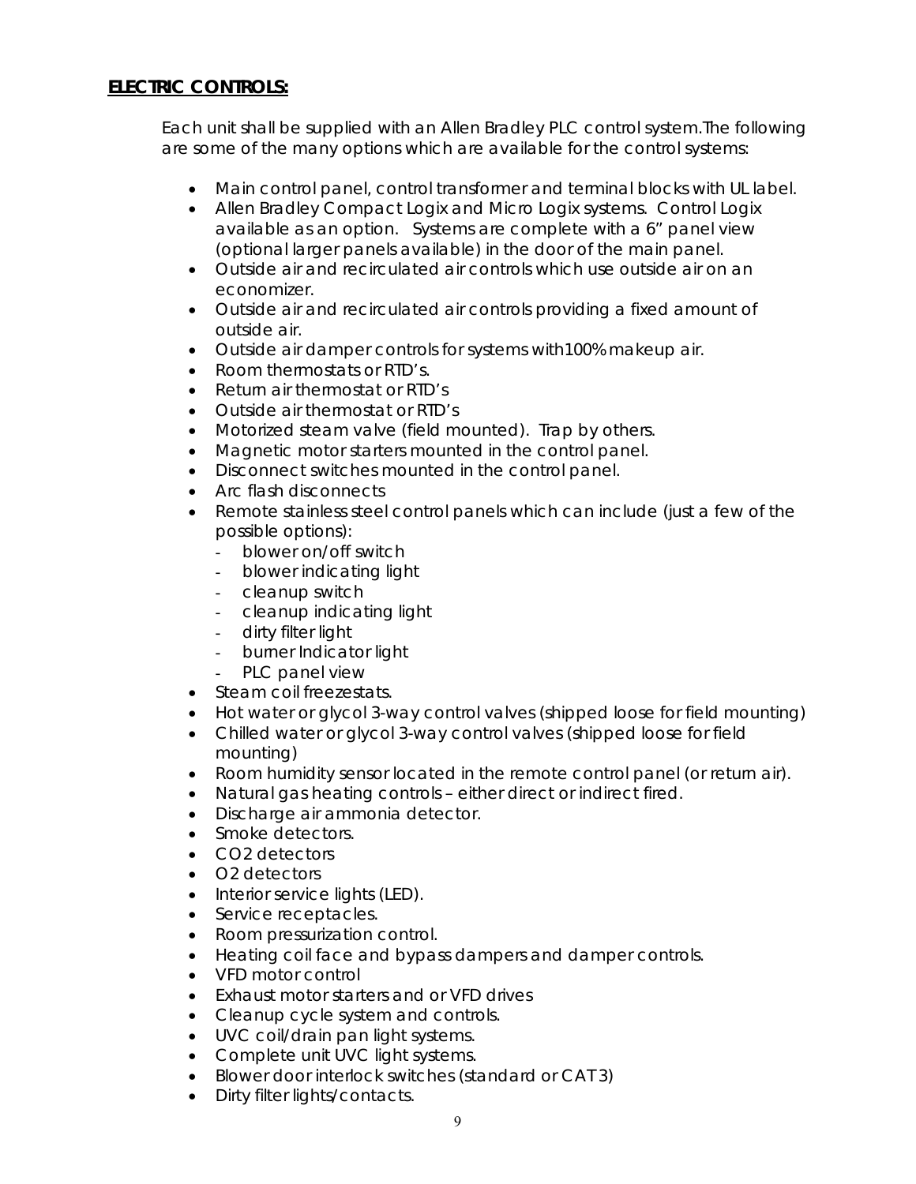## **ELECTRIC CONTROLS:**

Each unit shall be supplied with an Allen Bradley PLC control system.The following are some of the many options which are available for the control systems:

- Main control panel, control transformer and terminal blocks with UL label.
- Allen Bradley Compact Logix and Micro Logix systems. Control Logix available as an option. Systems are complete with a 6" panel view (optional larger panels available) in the door of the main panel.
- Outside air and recirculated air controls which use outside air on an economizer.
- Outside air and recirculated air controls providing a fixed amount of outside air.
- Outside air damper controls for systems with100% makeup air.
- Room thermostats or RTD's.
- Return air thermostat or RTD's
- Outside air thermostat or RTD's
- Motorized steam valve (field mounted). Trap by others.
- Magnetic motor starters mounted in the control panel.
- Disconnect switches mounted in the control panel.
- Arc flash disconnects
- Remote stainless steel control panels which can include (just a few of the possible options):
  - blower on/off switch
  - blower indicating light
  - cleanup switch
  - cleanup indicating light
  - dirty filter light
  - burner Indicator light
  - PLC panel view
- Steam coil freezestats.
- Hot water or glycol 3-way control valves (shipped loose for field mounting)
- Chilled water or glycol 3-way control valves (shipped loose for field mounting)
- Room humidity sensor located in the remote control panel (or return air).
- Natural gas heating controls – either direct or indirect fired.
- Discharge air ammonia detector.
- Smoke detectors.
- $CO_2$ detectors
- $O_2$ detectors
- Interior service lights (LED).
- Service receptacles.
- Room pressurization control.
- Heating coil face and bypass dampers and damper controls.
- VFD motor control
- Exhaust motor starters and or VFD drives
- Cleanup cycle system and controls.
- UVC coil/drain pan light systems.
- Complete unit UVC light systems.
- Blower door interlock switches (standard or CAT3)
- Dirty filter lights/contacts.